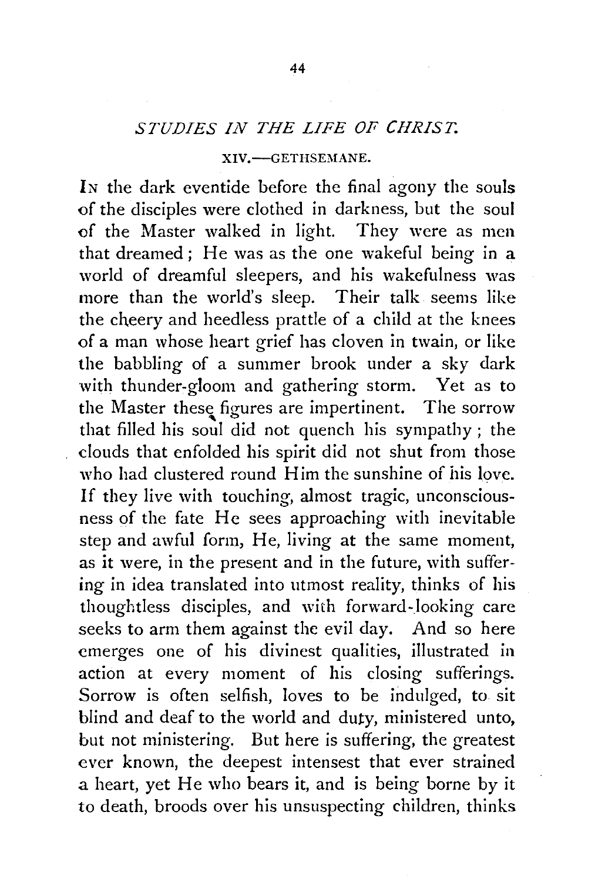## *STUDIES IN THE LIFE OF CHRIST.*

### XIV.—GETHSEMANE.

IN the dark eventide before the final agony the souls of the disciples were clothed in darkness, but the soul of the Master walked in light. They were as men that dreamed; He was as the one wakeful being in a world of dreamful sleepers, and his wakefulness was more than the world's sleep. Their talk seems like the cheery and heedless prattle of a child at the knees of a man whose heart grief has cloven in twain, or like the babbling of a summer brook under a sky dark with thunder-gloom and gathering storm. Yet as to the Master these figures are impertinent. The sorrow that filled his soul did not quench his sympathy; the clouds that enfolded his spirit did not shut from those who had clustered round Him the sunshine of his love. If they live with touching, almost tragic, unconsciousness of the fate He sees approaching with inevitable step and awful form, He, living at the same moment, as it were, in the present and in the future, with suffering in idea translated into utmost reality, thinks of his thoughtless disciples, and with forward-looking care seeks to arm them against the evil day. And so here emerges one of his divinest qualities, illustrated in action at every moment of his closing sufferings. Sorrow is often selfish, loves to be indulged, to sit blind and deaf to the world and duty, ministered unto, but not ministering. But here is suffering, the greatest ever known, the deepest intensest that ever strained a heart, yet He who bears it, and is being borne by it to death, broods over his unsuspecting children, thinks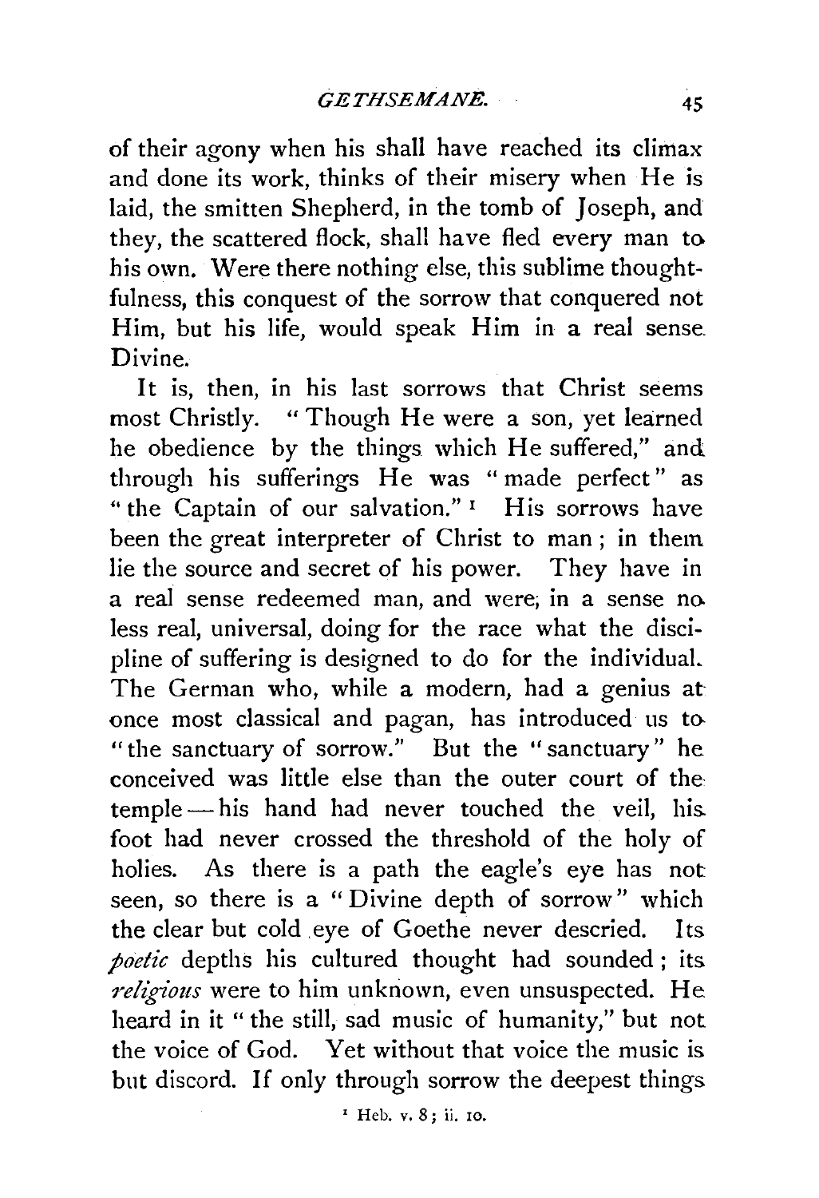of their agony when his shall have reached its climax and done its work, thinks of their misery when He is laid, the smitten Shepherd, in the tomb of Joseph, and they, the scattered flock, shall have fled every man to his own. Were there nothing else, this sublime thoughtfulness, this conquest of the sorrow that conquered not Him, but his life, would speak Him in a real sense Divine.

It is, then, in his last sorrows that Christ seems most Christly. "Though He were a son, yet learned he obedience by the things which He suffered," and through his sufferings He was "made perfect" as "the Captain of our salvation."[1] His sorrows have been the great interpreter of Christ to man; in them lie the source and secret of his power. They have in a real sense redeemed man, and were, in a sense no less real, universal, doing for the race what the discipline of suffering is designed to do for the individual. The German who, while a modern, had a genius at once most classical and pagan, has introduced us to "the sanctuary of sorrow." But the "sanctuary" he conceived was little else than the outer court of the temple—his hand had never touched the veil, his foot had never crossed the threshold of the holy of holies. As there is a path the eagle's eye has not seen, so there is a "Divine depth of sorrow" which the clear but cold eye of Goethe never descried. Its *poetic* depths his cultured thought had sounded; its *religious* were to him unknown, even unsuspected. He heard in it "the still, sad music of humanity," but not the voice of God. Yet without that voice the music is but discord. If only through sorrow the deepest things

[1] Heb. v. 8; ii. 10.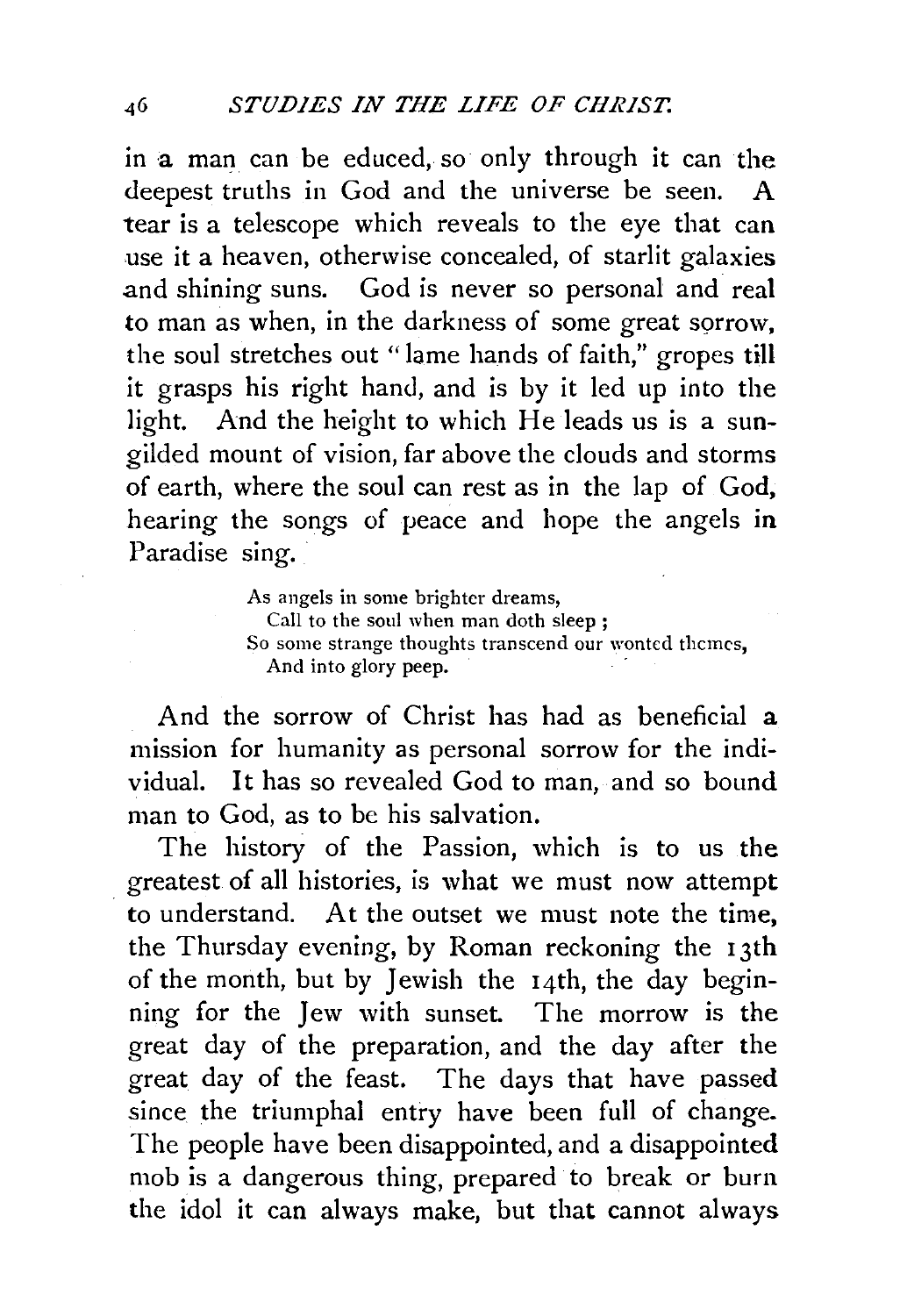in a man can be educed, so only through it can the deepest truths in God and the universe be seen. A tear is a telescope which reveals to the eye that can use it a heaven, otherwise concealed, of starlit galaxies and shining suns. God is never so personal and real to man as when, in the darkness of some great sorrow, the soul stretches out "lame hands of faith," gropes till it grasps his right hand, and is by it led up into the light. And the height to which He leads us is a sun-gilded mount of vision, far above the clouds and storms of earth, where the soul can rest as in the lap of God, hearing the songs of peace and hope the angels in Paradise sing.

> As angels in some brighter dreams,
> Call to the soul when man doth sleep;
> So some strange thoughts transcend our wonted themes,
> And into glory peep.

And the sorrow of Christ has had as beneficial a mission for humanity as personal sorrow for the individual. It has so revealed God to man, and so bound man to God, as to be his salvation.

The history of the Passion, which is to us the greatest of all histories, is what we must now attempt to understand. At the outset we must note the time, the Thursday evening, by Roman reckoning the 13th of the month, but by Jewish the 14th, the day beginning for the Jew with sunset. The morrow is the great day of the preparation, and the day after the great day of the feast. The days that have passed since the triumphal entry have been full of change. The people have been disappointed, and a disappointed mob is a dangerous thing, prepared to break or burn the idol it can always make, but that cannot always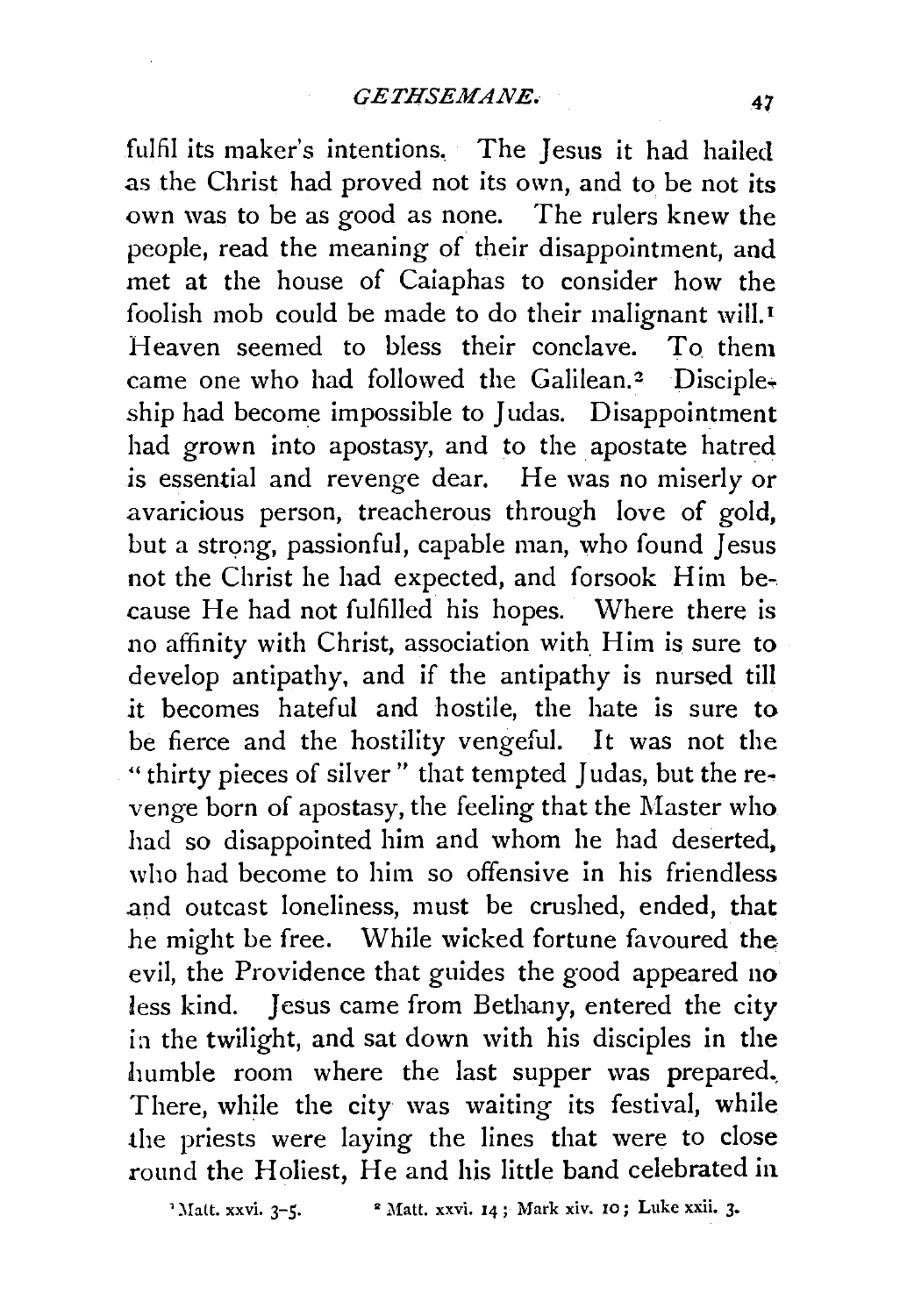fulfil its maker's intentions. The Jesus it had hailed as the Christ had proved not its own, and to be not its own was to be as good as none. The rulers knew the people, read the meaning of their disappointment, and met at the house of Caiaphas to consider how the foolish mob could be made to do their malignant will.[1] Heaven seemed to bless their conclave. To them came one who had followed the Galilean.[2] Discipleship had become impossible to Judas. Disappointment had grown into apostasy, and to the apostate hatred is essential and revenge dear. He was no miserly or avaricious person, treacherous through love of gold, but a strong, passionful, capable man, who found Jesus not the Christ he had expected, and forsook Him because He had not fulfilled his hopes. Where there is no affinity with Christ, association with Him is sure to develop antipathy, and if the antipathy is nursed till it becomes hateful and hostile, the hate is sure to be fierce and the hostility vengeful. It was not the "thirty pieces of silver" that tempted Judas, but the revenge born of apostasy, the feeling that the Master who had so disappointed him and whom he had deserted, who had become to him so offensive in his friendless and outcast loneliness, must be crushed, ended, that he might be free. While wicked fortune favoured the evil, the Providence that guides the good appeared no less kind. Jesus came from Bethany, entered the city in the twilight, and sat down with his disciples in the humble room where the last supper was prepared. There, while the city was waiting its festival, while the priests were laying the lines that were to close round the Holiest, He and his little band celebrated in

[1] Matt. xxvi. 3–5.   [2] Matt. xxvi. 14; Mark xiv. 10; Luke xxii. 3.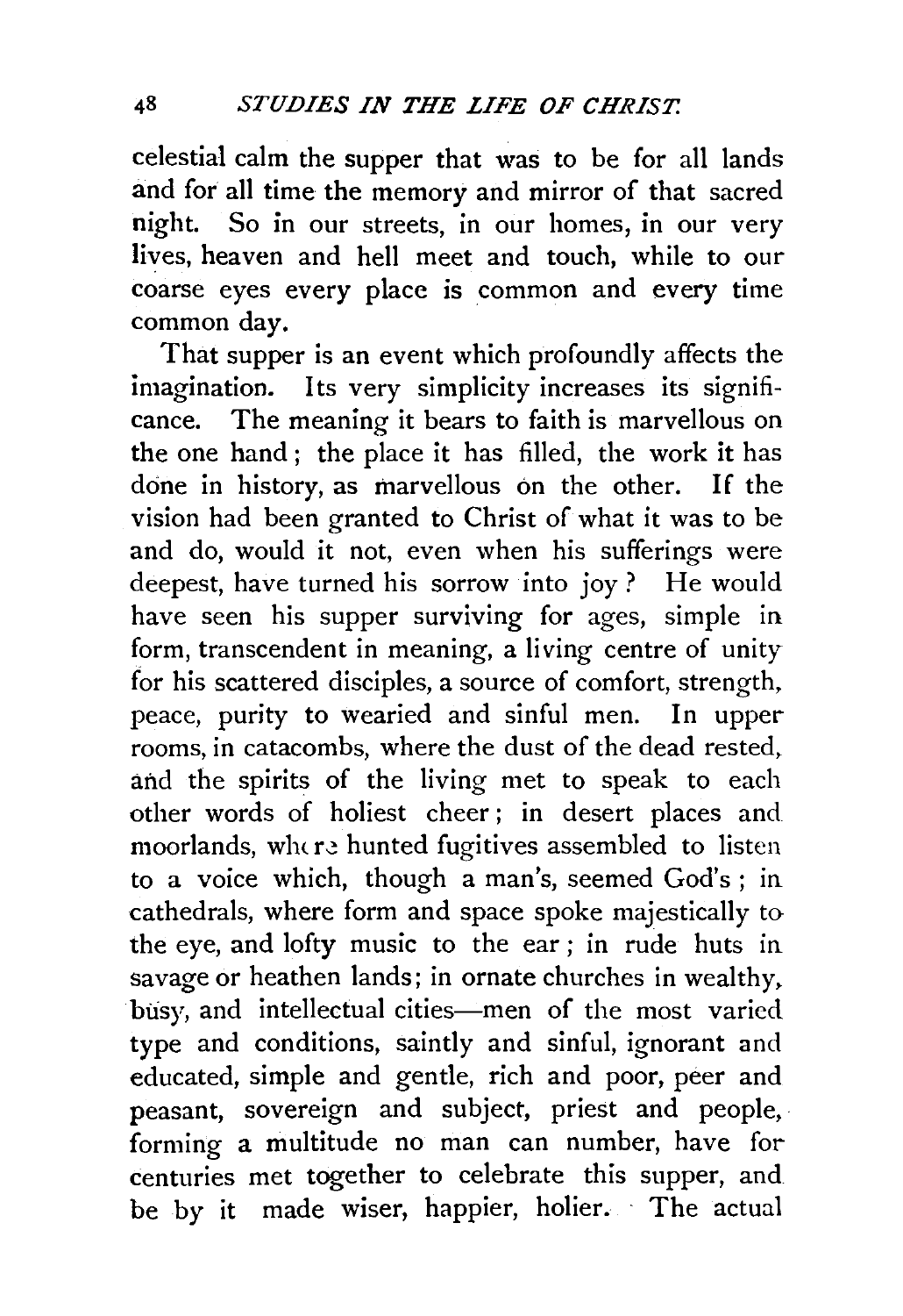celestial calm the supper that was to be for all lands and for all time the memory and mirror of that sacred night. So in our streets, in our homes, in our very lives, heaven and hell meet and touch, while to our coarse eyes every place is common and every time common day.

That supper is an event which profoundly affects the imagination. Its very simplicity increases its significance. The meaning it bears to faith is marvellous on the one hand; the place it has filled, the work it has done in history, as marvellous on the other. If the vision had been granted to Christ of what it was to be and do, would it not, even when his sufferings were deepest, have turned his sorrow into joy? He would have seen his supper surviving for ages, simple in form, transcendent in meaning, a living centre of unity for his scattered disciples, a source of comfort, strength, peace, purity to wearied and sinful men. In upper rooms, in catacombs, where the dust of the dead rested, and the spirits of the living met to speak to each other words of holiest cheer; in desert places and moorlands, where hunted fugitives assembled to listen to a voice which, though a man's, seemed God's; in cathedrals, where form and space spoke majestically to the eye, and lofty music to the ear; in rude huts in savage or heathen lands; in ornate churches in wealthy, busy, and intellectual cities—men of the most varied type and conditions, saintly and sinful, ignorant and educated, simple and gentle, rich and poor, peer and peasant, sovereign and subject, priest and people, forming a multitude no man can number, have for centuries met together to celebrate this supper, and be by it made wiser, happier, holier. The actual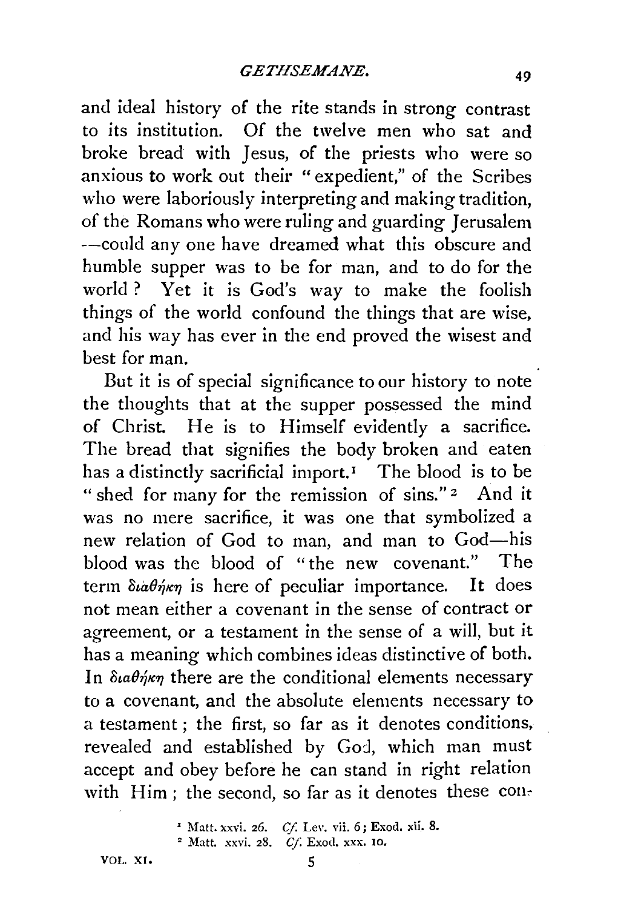and ideal history of the rite stands in strong contrast to its institution. Of the twelve men who sat and broke bread with Jesus, of the priests who were so anxious to work out their "expedient," of the Scribes who were laboriously interpreting and making tradition, of the Romans who were ruling and guarding Jerusalem —could any one have dreamed what this obscure and humble supper was to be for man, and to do for the world? Yet it is God's way to make the foolish things of the world confound the things that are wise, and his way has ever in the end proved the wisest and best for man.

But it is of special significance to our history to note the thoughts that at the supper possessed the mind of Christ. He is to Himself evidently a sacrifice. The bread that signifies the body broken and eaten has a distinctly sacrificial import.[1] The blood is to be "shed for many for the remission of sins."[2] And it was no mere sacrifice, it was one that symbolized a new relation of God to man, and man to God—his blood was the blood of "the new covenant." The term διαθήκη is here of peculiar importance. It does not mean either a covenant in the sense of contract or agreement, or a testament in the sense of a will, but it has a meaning which combines ideas distinctive of both. In διαθήκη there are the conditional elements necessary to a covenant, and the absolute elements necessary to a testament; the first, so far as it denotes conditions, revealed and established by God, which man must accept and obey before he can stand in right relation with Him; the second, so far as it denotes these con-

[1] Matt. xxvi. 26. *Cf.* Lev. vii. 6; Exod. xii. 8.

[2] Matt. xxvi. 28. *Cf.* Exod. xxx. 10.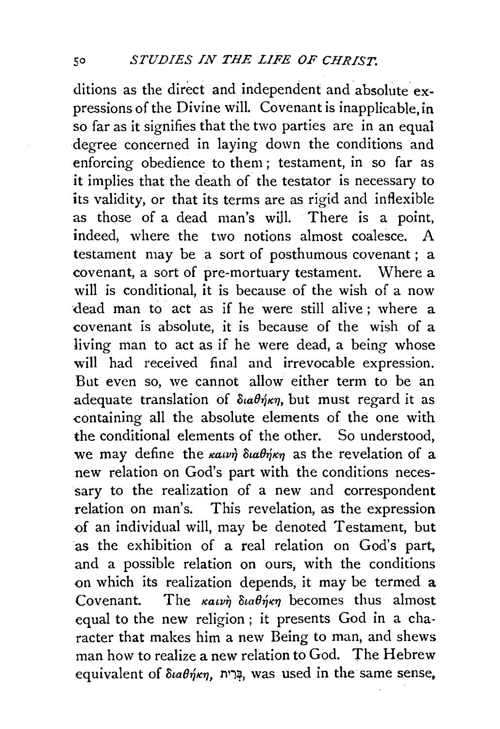ditions as the direct and independent and absolute expressions of the Divine will. Covenant is inapplicable, in so far as it signifies that the two parties are in an equal degree concerned in laying down the conditions and enforcing obedience to them; testament, in so far as it implies that the death of the testator is necessary to its validity, or that its terms are as rigid and inflexible as those of a dead man's will. There is a point, indeed, where the two notions almost coalesce. A testament may be a sort of posthumous covenant; a covenant, a sort of pre-mortuary testament. Where a will is conditional, it is because of the wish of a now dead man to act as if he were still alive; where a covenant is absolute, it is because of the wish of a living man to act as if he were dead, a being whose will had received final and irrevocable expression. But even so, we cannot allow either term to be an adequate translation of *διαθήκη*, but must regard it as containing all the absolute elements of the one with the conditional elements of the other. So understood, we may define the *καινὴ διαθήκη* as the revelation of a new relation on God's part with the conditions necessary to the realization of a new and correspondent relation on man's. This revelation, as the expression of an individual will, may be denoted Testament, but as the exhibition of a real relation on God's part, and a possible relation on ours, with the conditions on which its realization depends, it may be termed a Covenant. The *καινὴ διαθήκη* becomes thus almost equal to the new religion; it presents God in a character that makes him a new Being to man, and shews man how to realize a new relation to God. The Hebrew equivalent of *διαθήκη*, בְּרִית, was used in the same sense,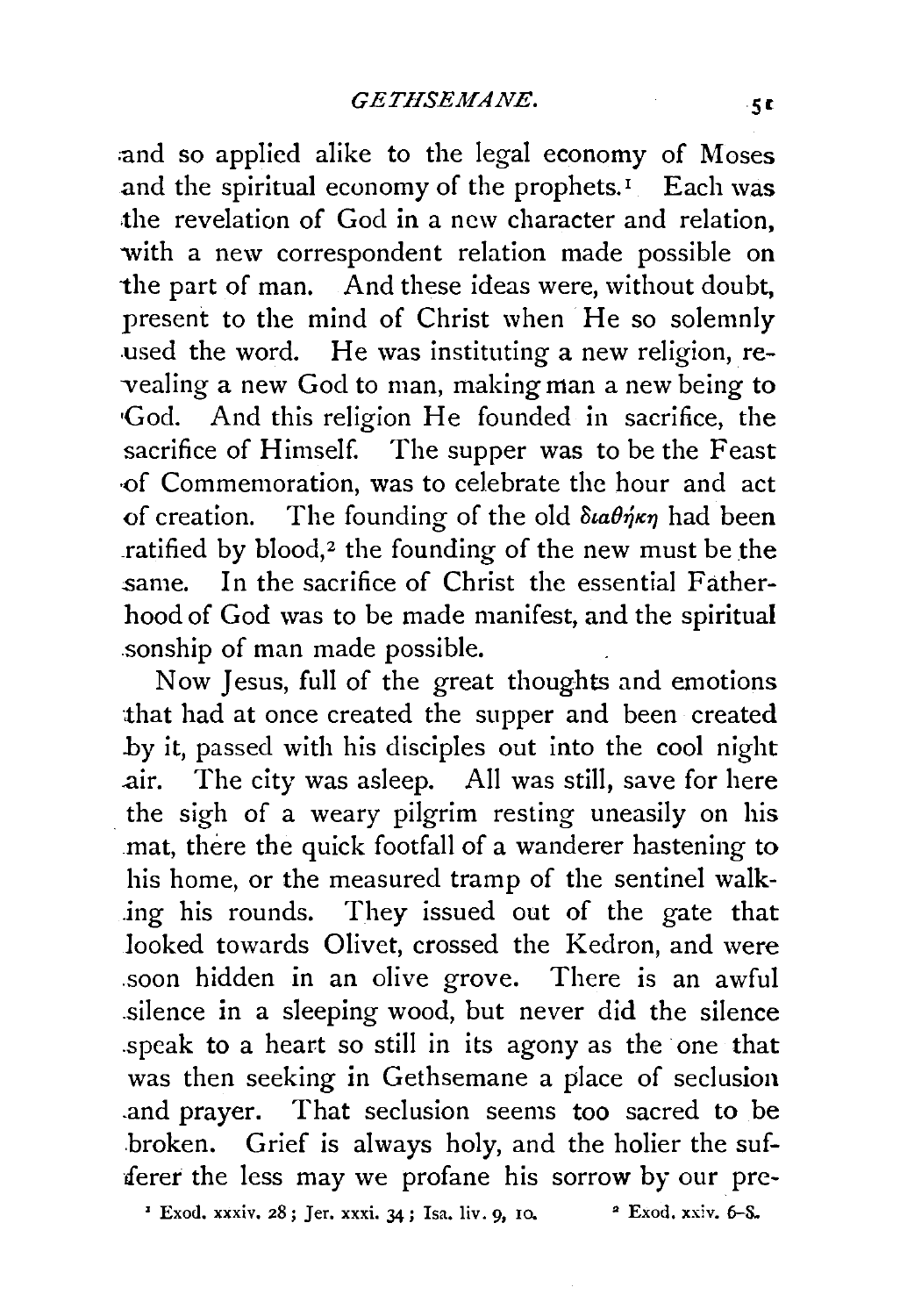and so applied alike to the legal economy of Moses and the spiritual economy of the prophets.[1] Each was the revelation of God in a new character and relation, with a new correspondent relation made possible on the part of man. And these ideas were, without doubt, present to the mind of Christ when He so solemnly used the word. He was instituting a new religion, revealing a new God to man, making man a new being to God. And this religion He founded in sacrifice, the sacrifice of Himself. The supper was to be the Feast of Commemoration, was to celebrate the hour and act of creation. The founding of the old διαθήκη had been ratified by blood,[2] the founding of the new must be the same. In the sacrifice of Christ the essential Fatherhood of God was to be made manifest, and the spiritual sonship of man made possible.

Now Jesus, full of the great thoughts and emotions that had at once created the supper and been created by it, passed with his disciples out into the cool night air. The city was asleep. All was still, save for here the sigh of a weary pilgrim resting uneasily on his mat, there the quick footfall of a wanderer hastening to his home, or the measured tramp of the sentinel walking his rounds. They issued out of the gate that looked towards Olivet, crossed the Kedron, and were soon hidden in an olive grove. There is an awful silence in a sleeping wood, but never did the silence speak to a heart so still in its agony as the one that was then seeking in Gethsemane a place of seclusion and prayer. That seclusion seems too sacred to be broken. Grief is always holy, and the holier the sufferer the less may we profane his sorrow by our pre-

[1] Exod. xxxiv. 28; Jer. xxxi. 34; Isa. liv. 9, 10.

[2] Exod. xxiv. 6-8.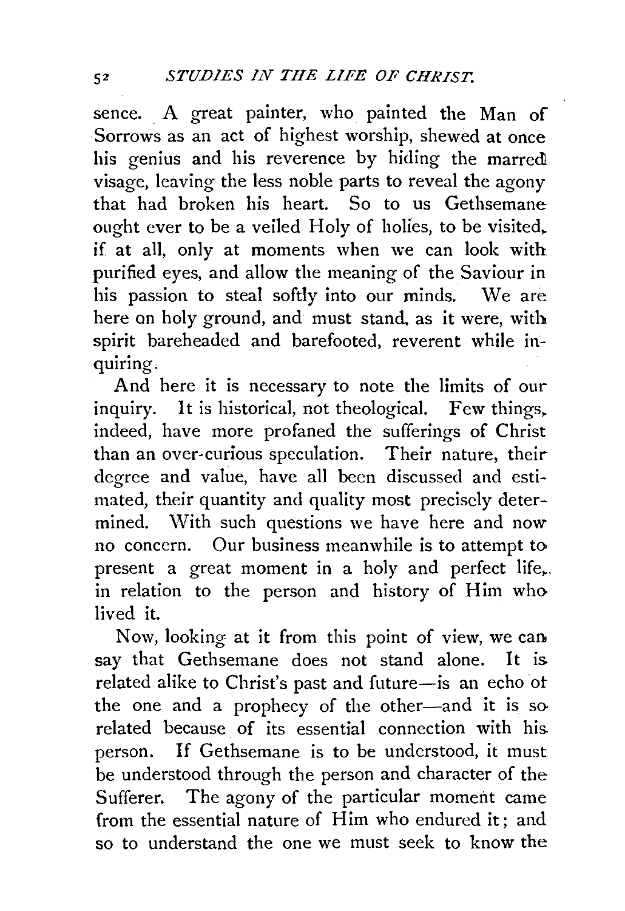sence. A great painter, who painted the Man of Sorrows as an act of highest worship, shewed at once his genius and his reverence by hiding the marred visage, leaving the less noble parts to reveal the agony that had broken his heart. So to us Gethsemane ought ever to be a veiled Holy of holies, to be visited, if at all, only at moments when we can look with purified eyes, and allow the meaning of the Saviour in his passion to steal softly into our minds. We are here on holy ground, and must stand, as it were, with spirit bareheaded and barefooted, reverent while inquiring.

And here it is necessary to note the limits of our inquiry. It is historical, not theological. Few things, indeed, have more profaned the sufferings of Christ than an over-curious speculation. Their nature, their degree and value, have all been discussed and estimated, their quantity and quality most precisely determined. With such questions we have here and now no concern. Our business meanwhile is to attempt to present a great moment in a holy and perfect life, in relation to the person and history of Him who lived it.

Now, looking at it from this point of view, we can say that Gethsemane does not stand alone. It is related alike to Christ's past and future—is an echo of the one and a prophecy of the other—and it is so related because of its essential connection with his person. If Gethsemane is to be understood, it must be understood through the person and character of the Sufferer. The agony of the particular moment came from the essential nature of Him who endured it; and so to understand the one we must seek to know the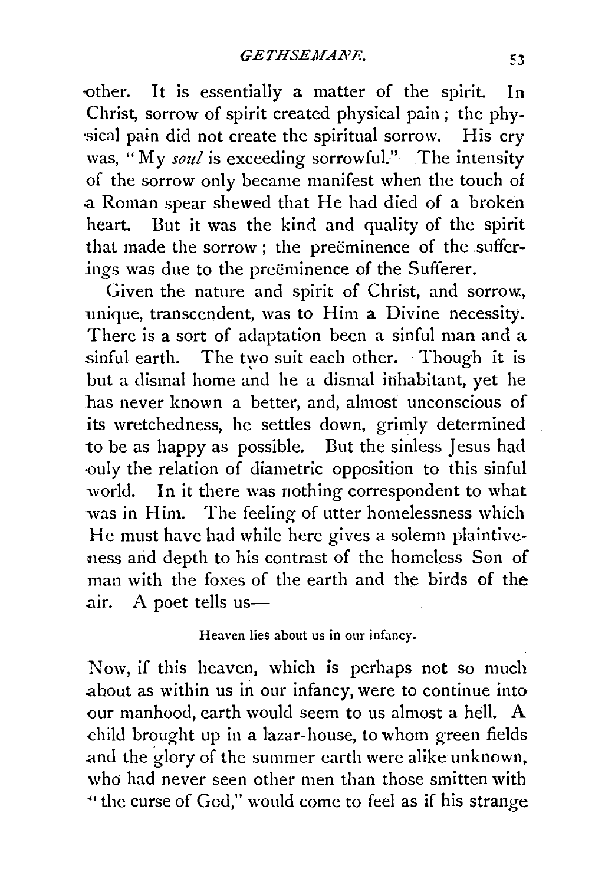other. It is essentially a matter of the spirit. In Christ, sorrow of spirit created physical pain; the physical pain did not create the spiritual sorrow. His cry was, "My *soul* is exceeding sorrowful." The intensity of the sorrow only became manifest when the touch of a Roman spear shewed that He had died of a broken heart. But it was the kind and quality of the spirit that made the sorrow; the preëminence of the sufferings was due to the preëminence of the Sufferer.

Given the nature and spirit of Christ, and sorrow, unique, transcendent, was to Him a Divine necessity. There is a sort of adaptation been a sinful man and a sinful earth. The two suit each other. Though it is but a dismal home and he a dismal inhabitant, yet he has never known a better, and, almost unconscious of its wretchedness, he settles down, grimly determined to be as happy as possible. But the sinless Jesus had ouly the relation of diametric opposition to this sinful world. In it there was nothing correspondent to what was in Him. The feeling of utter homelessness which He must have had while here gives a solemn plaintiveness and depth to his contrast of the homeless Son of man with the foxes of the earth and the birds of the air. A poet tells us—

> Heaven lies about us in our infancy.

Now, if this heaven, which is perhaps not so much about as within us in our infancy, were to continue into our manhood, earth would seem to us almost a hell. A child brought up in a lazar-house, to whom green fields and the glory of the summer earth were alike unknown, who had never seen other men than those smitten with "the curse of God," would come to feel as if his strange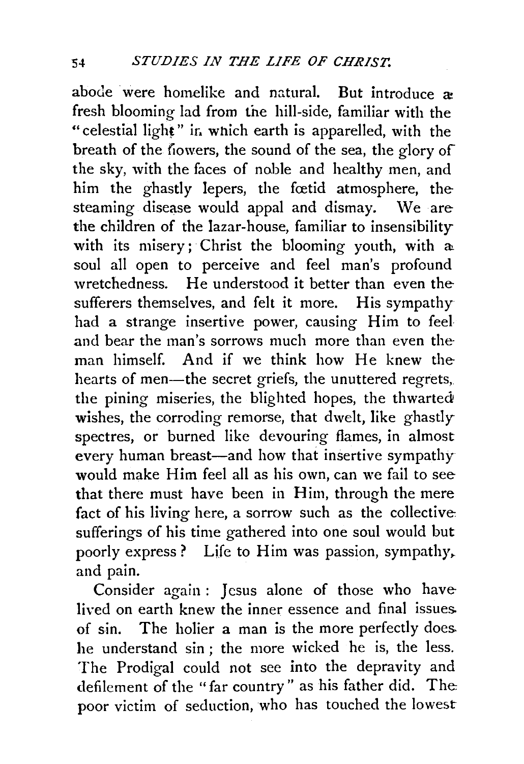abode were homelike and natural. But introduce a fresh blooming lad from the hill-side, familiar with the "celestial light" in which earth is apparelled, with the breath of the flowers, the sound of the sea, the glory of the sky, with the faces of noble and healthy men, and him the ghastly lepers, the fœtid atmosphere, the steaming disease would appal and dismay. We are the children of the lazar-house, familiar to insensibility with its misery; Christ the blooming youth, with a soul all open to perceive and feel man's profound wretchedness. He understood it better than even the sufferers themselves, and felt it more. His sympathy had a strange insertive power, causing Him to feel and bear the man's sorrows much more than even the man himself. And if we think how He knew the hearts of men—the secret griefs, the unuttered regrets, the pining miseries, the blighted hopes, the thwarted wishes, the corroding remorse, that dwelt, like ghastly spectres, or burned like devouring flames, in almost every human breast—and how that insertive sympathy would make Him feel all as his own, can we fail to see that there must have been in Him, through the mere fact of his living here, a sorrow such as the collective sufferings of his time gathered into one soul would but poorly express? Life to Him was passion, sympathy, and pain.

Consider again: Jesus alone of those who have lived on earth knew the inner essence and final issues of sin. The holier a man is the more perfectly does he understand sin; the more wicked he is, the less. The Prodigal could not see into the depravity and defilement of the "far country" as his father did. The poor victim of seduction, who has touched the lowest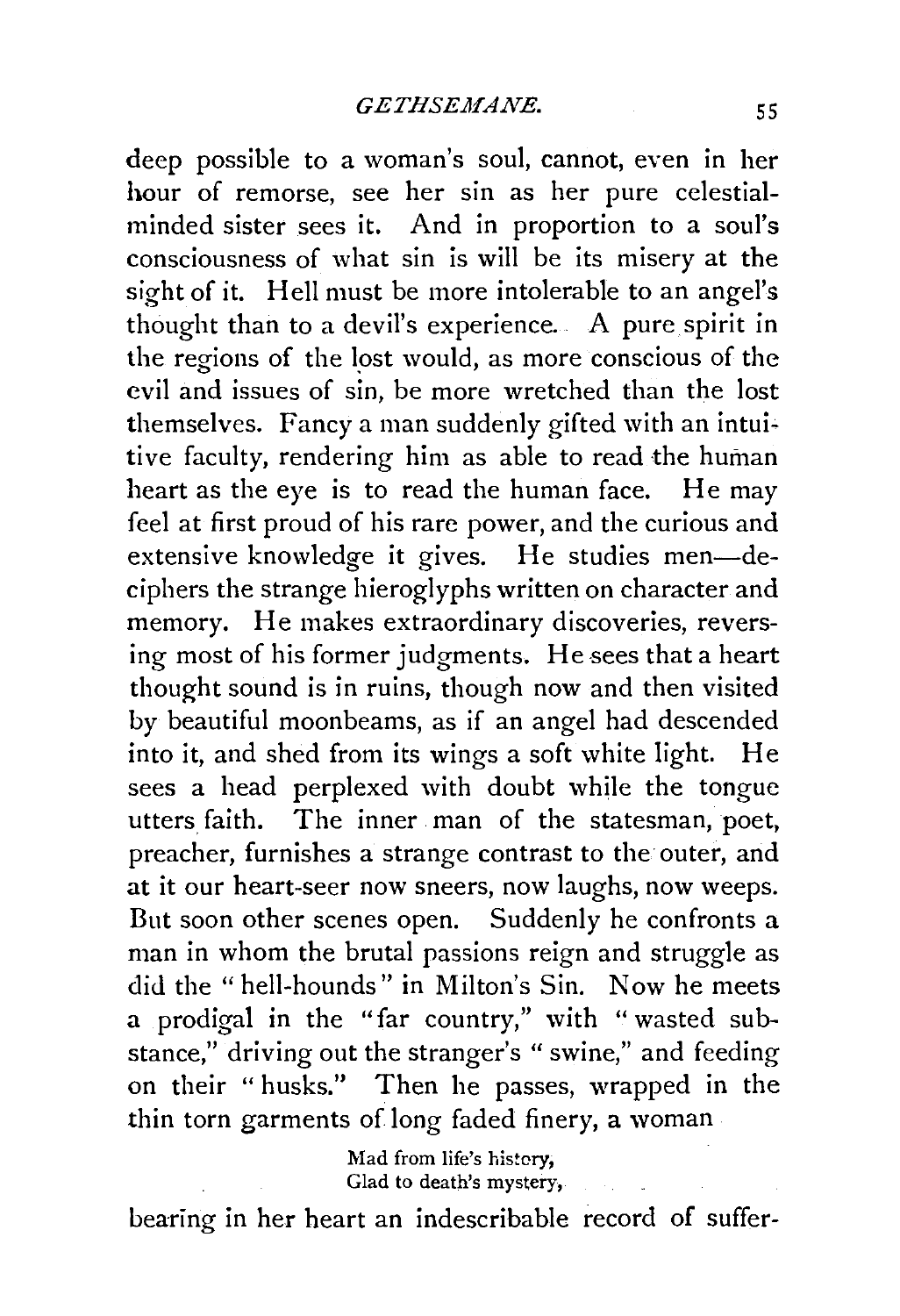deep possible to a woman's soul, cannot, even in her hour of remorse, see her sin as her pure celestial-minded sister sees it. And in proportion to a soul's consciousness of what sin is will be its misery at the sight of it. Hell must be more intolerable to an angel's thought than to a devil's experience. A pure spirit in the regions of the lost would, as more conscious of the evil and issues of sin, be more wretched than the lost themselves. Fancy a man suddenly gifted with an intuitive faculty, rendering him as able to read the human heart as the eye is to read the human face. He may feel at first proud of his rare power, and the curious and extensive knowledge it gives. He studies men—deciphers the strange hieroglyphs written on character and memory. He makes extraordinary discoveries, reversing most of his former judgments. He sees that a heart thought sound is in ruins, though now and then visited by beautiful moonbeams, as if an angel had descended into it, and shed from its wings a soft white light. He sees a head perplexed with doubt while the tongue utters faith. The inner man of the statesman, poet, preacher, furnishes a strange contrast to the outer, and at it our heart-seer now sneers, now laughs, now weeps. But soon other scenes open. Suddenly he confronts a man in whom the brutal passions reign and struggle as did the "hell-hounds" in Milton's Sin. Now he meets a prodigal in the "far country," with "wasted substance," driving out the stranger's "swine," and feeding on their "husks." Then he passes, wrapped in the thin torn garments of long faded finery, a woman

> Mad from life's history,
> Glad to death's mystery,

bearing in her heart an indescribable record of suffer-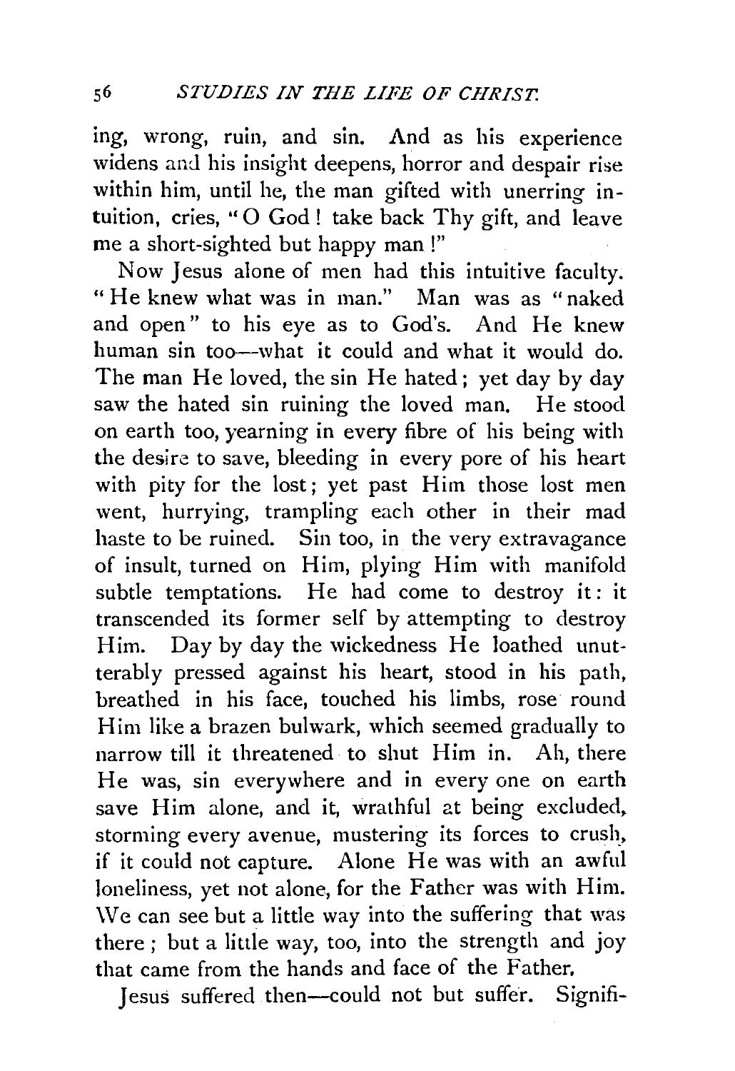ing, wrong, ruin, and sin. And as his experience widens and his insight deepens, horror and despair rise within him, until he, the man gifted with unerring intuition, cries, "O God! take back Thy gift, and leave me a short-sighted but happy man!"

Now Jesus alone of men had this intuitive faculty. "He knew what was in man." Man was as "naked and open" to his eye as to God's. And He knew human sin too—what it could and what it would do. The man He loved, the sin He hated; yet day by day saw the hated sin ruining the loved man. He stood on earth too, yearning in every fibre of his being with the desire to save, bleeding in every pore of his heart with pity for the lost; yet past Him those lost men went, hurrying, trampling each other in their mad haste to be ruined. Sin too, in the very extravagance of insult, turned on Him, plying Him with manifold subtle temptations. He had come to destroy it: it transcended its former self by attempting to destroy Him. Day by day the wickedness He loathed unutterably pressed against his heart, stood in his path, breathed in his face, touched his limbs, rose round Him like a brazen bulwark, which seemed gradually to narrow till it threatened to shut Him in. Ah, there He was, sin everywhere and in every one on earth save Him alone, and it, wrathful at being excluded, storming every avenue, mustering its forces to crush, if it could not capture. Alone He was with an awful loneliness, yet not alone, for the Father was with Him. We can see but a little way into the suffering that was there; but a little way, too, into the strength and joy that came from the hands and face of the Father.

Jesus suffered then—could not but suffer. Signifi-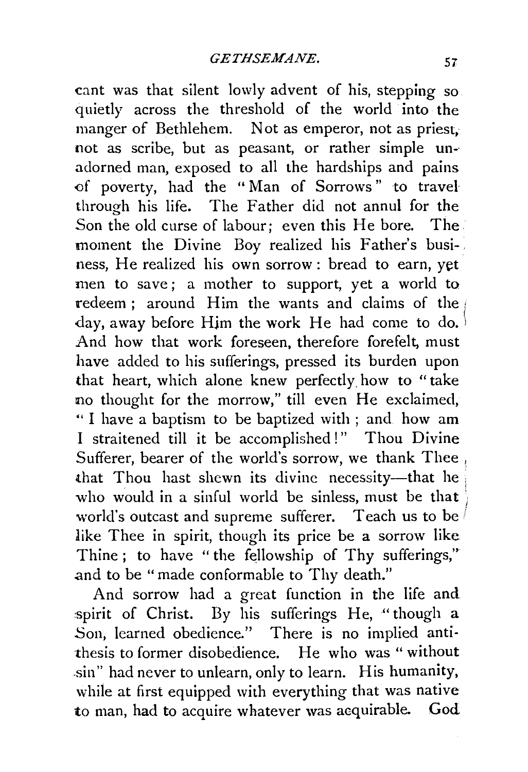cant was that silent lowly advent of his, stepping so quietly across the threshold of the world into the manger of Bethlehem. Not as emperor, not as priest, not as scribe, but as peasant, or rather simple unadorned man, exposed to all the hardships and pains of poverty, had the "Man of Sorrows" to travel through his life. The Father did not annul for the Son the old curse of labour; even this He bore. The moment the Divine Boy realized his Father's business, He realized his own sorrow: bread to earn, yet men to save; a mother to support, yet a world to redeem; around Him the wants and claims of the day, away before Him the work He had come to do. And how that work foreseen, therefore forefelt, must have added to his sufferings, pressed its burden upon that heart, which alone knew perfectly how to "take no thought for the morrow," till even He exclaimed, "I have a baptism to be baptized with; and how am I straitened till it be accomplished!" Thou Divine Sufferer, bearer of the world's sorrow, we thank Thee that Thou hast shewn its divine necessity—that he who would in a sinful world be sinless, must be that world's outcast and supreme sufferer. Teach us to be like Thee in spirit, though its price be a sorrow like Thine; to have "the fellowship of Thy sufferings," and to be "made conformable to Thy death."

And sorrow had a great function in the life and spirit of Christ. By his sufferings He, "though a Son, learned obedience." There is no implied antithesis to former disobedience. He who was "without sin" had never to unlearn, only to learn. His humanity, while at first equipped with everything that was native to man, had to acquire whatever was acquirable. God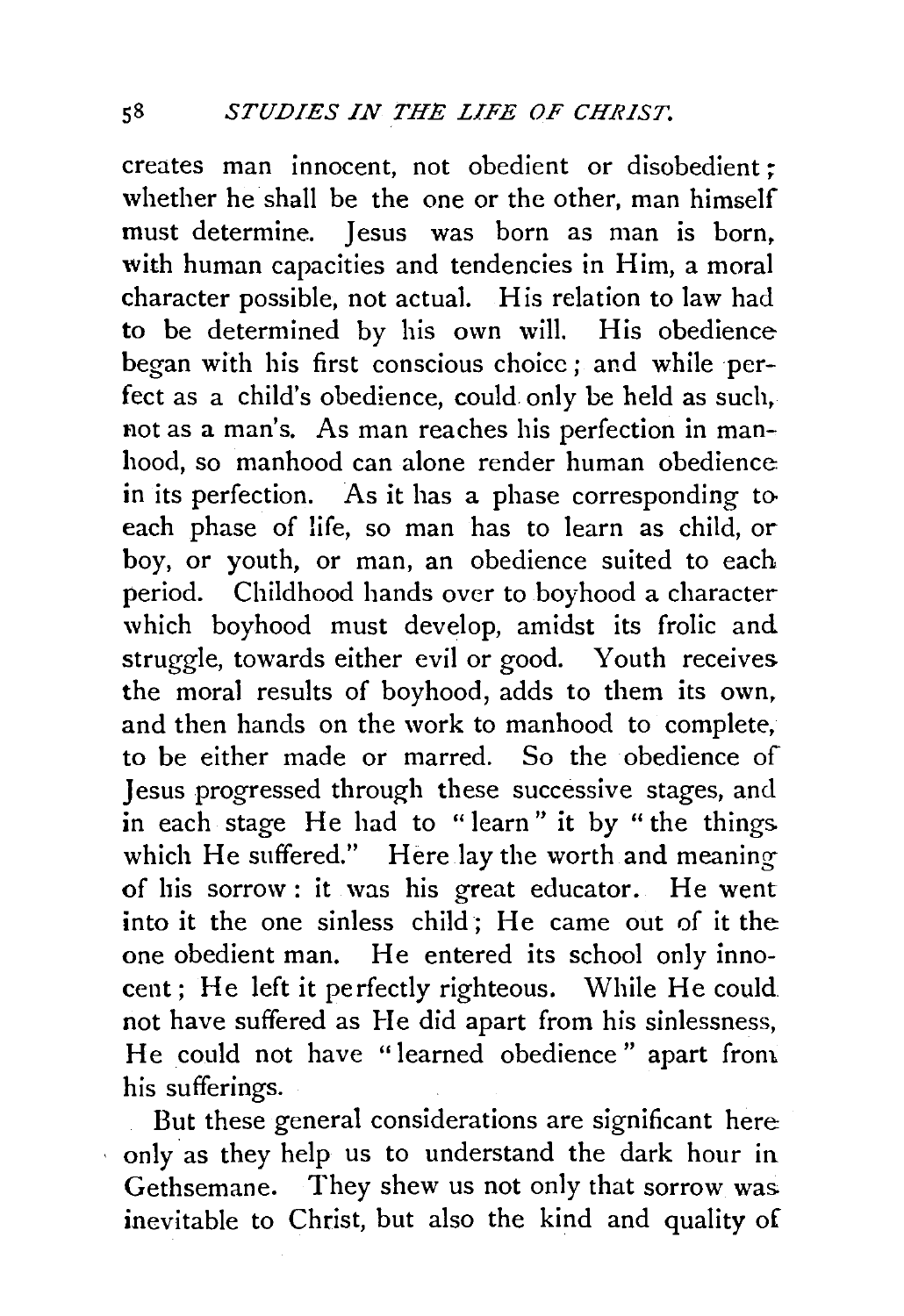creates man innocent, not obedient or disobedient; whether he shall be the one or the other, man himself must determine. Jesus was born as man is born, with human capacities and tendencies in Him, a moral character possible, not actual. His relation to law had to be determined by his own will. His obedience began with his first conscious choice; and while perfect as a child's obedience, could only be held as such, not as a man's. As man reaches his perfection in manhood, so manhood can alone render human obedience in its perfection. As it has a phase corresponding to each phase of life, so man has to learn as child, or boy, or youth, or man, an obedience suited to each period. Childhood hands over to boyhood a character which boyhood must develop, amidst its frolic and struggle, towards either evil or good. Youth receives the moral results of boyhood, adds to them its own, and then hands on the work to manhood to complete, to be either made or marred. So the obedience of Jesus progressed through these successive stages, and in each stage He had to "learn" it by "the things which He suffered." Here lay the worth and meaning of his sorrow: it was his great educator. He went into it the one sinless child; He came out of it the one obedient man. He entered its school only innocent; He left it perfectly righteous. While He could not have suffered as He did apart from his sinlessness, He could not have "learned obedience" apart from his sufferings.

But these general considerations are significant here only as they help us to understand the dark hour in Gethsemane. They shew us not only that sorrow was inevitable to Christ, but also the kind and quality of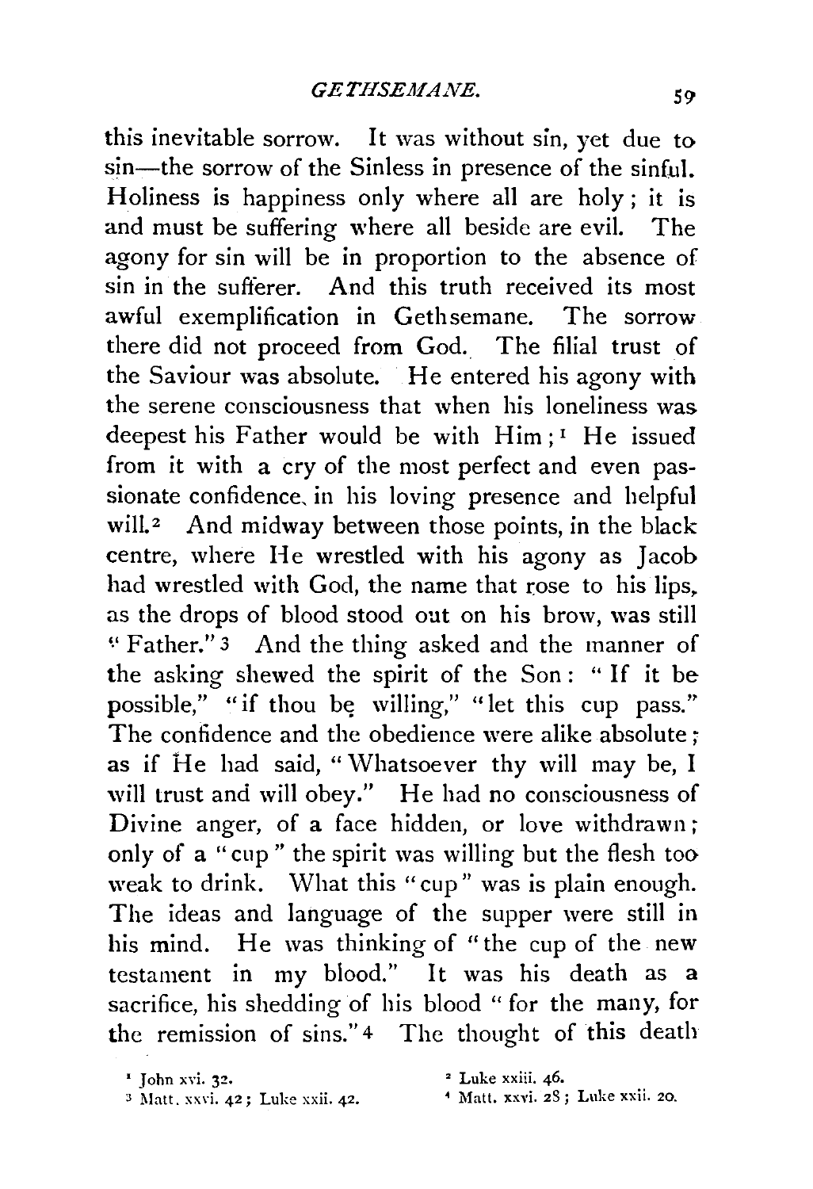this inevitable sorrow. It was without sin, yet due to sin—the sorrow of the Sinless in presence of the sinful. Holiness is happiness only where all are holy; it is and must be suffering where all beside are evil. The agony for sin will be in proportion to the absence of sin in the sufferer. And this truth received its most awful exemplification in Gethsemane. The sorrow there did not proceed from God. The filial trust of the Saviour was absolute. He entered his agony with the serene consciousness that when his loneliness was deepest his Father would be with Him;[1] He issued from it with a cry of the most perfect and even passionate confidence in his loving presence and helpful will.[2] And midway between those points, in the black centre, where He wrestled with his agony as Jacob had wrestled with God, the name that rose to his lips, as the drops of blood stood out on his brow, was still "Father."[3] And the thing asked and the manner of the asking shewed the spirit of the Son: "If it be possible," "if thou be willing," "let this cup pass." The confidence and the obedience were alike absolute; as if He had said, "Whatsoever thy will may be, I will trust and will obey." He had no consciousness of Divine anger, of a face hidden, or love withdrawn; only of a "cup" the spirit was willing but the flesh too weak to drink. What this "cup" was is plain enough. The ideas and language of the supper were still in his mind. He was thinking of "the cup of the new testament in my blood." It was his death as a sacrifice, his shedding of his blood "for the many, for the remission of sins."[4] The thought of this death

[1] John xvi. 32.
[2] Luke xxiii. 46.
[3] Matt. xxvi. 42; Luke xxii. 42.
[4] Matt. xxvi. 28; Luke xxii. 20.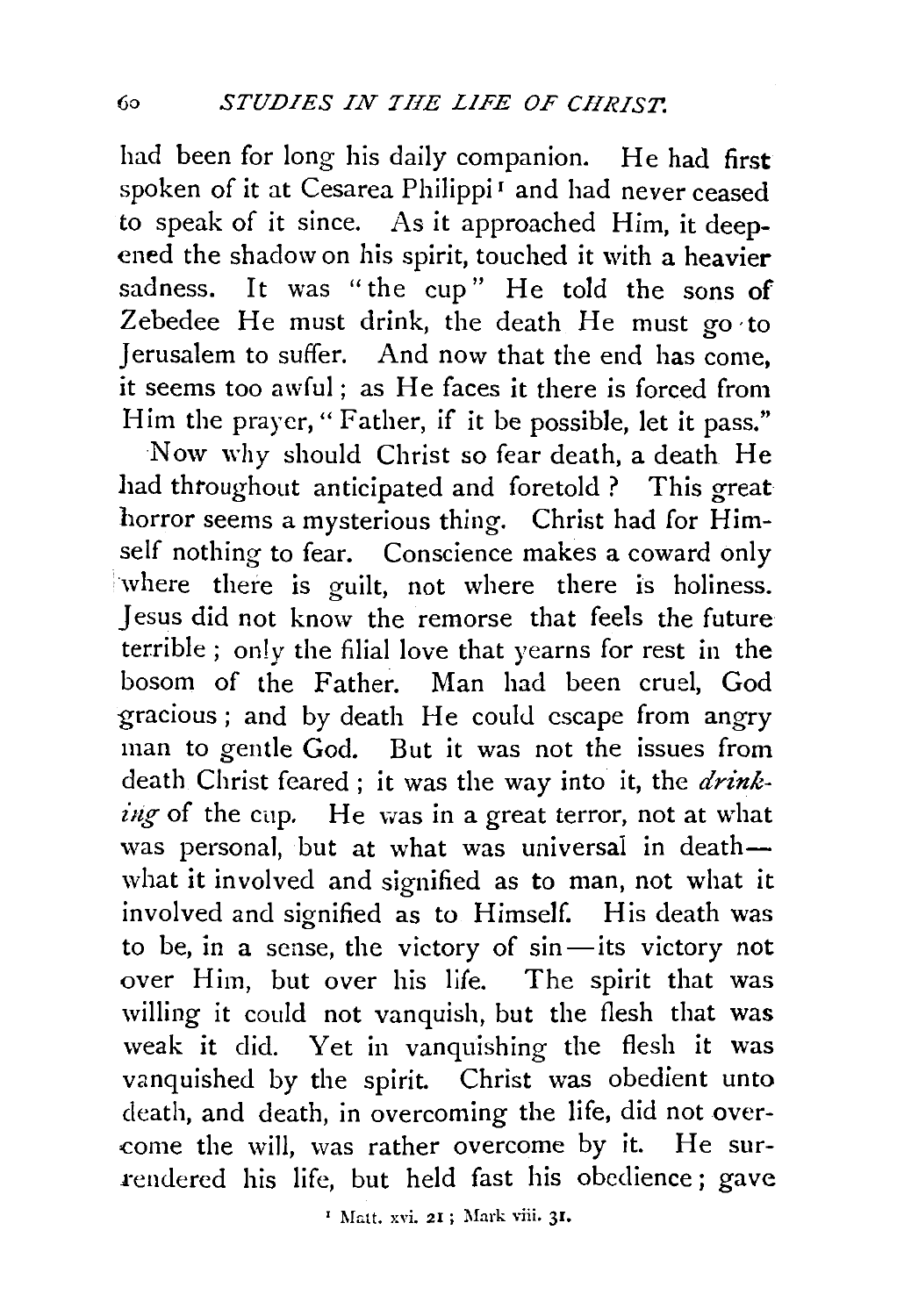had been for long his daily companion. He had first spoken of it at Cesarea Philippi[1] and had never ceased to speak of it since. As it approached Him, it deepened the shadow on his spirit, touched it with a heavier sadness. It was "the cup" He told the sons of Zebedee He must drink, the death He must go to Jerusalem to suffer. And now that the end has come, it seems too awful; as He faces it there is forced from Him the prayer, "Father, if it be possible, let it pass."

Now why should Christ so fear death, a death He had throughout anticipated and foretold? This great horror seems a mysterious thing. Christ had for Himself nothing to fear. Conscience makes a coward only where there is guilt, not where there is holiness. Jesus did not know the remorse that feels the future terrible; only the filial love that yearns for rest in the bosom of the Father. Man had been cruel, God gracious; and by death He could escape from angry man to gentle God. But it was not the issues from death Christ feared; it was the way into it, the *drinking* of the cup. He was in a great terror, not at what was personal, but at what was universal in death—what it involved and signified as to man, not what it involved and signified as to Himself. His death was to be, in a sense, the victory of sin—its victory not over Him, but over his life. The spirit that was willing it could not vanquish, but the flesh that was weak it did. Yet in vanquishing the flesh it was vanquished by the spirit. Christ was obedient unto death, and death, in overcoming the life, did not overcome the will, was rather overcome by it. He surrendered his life, but held fast his obedience; gave

[1] Matt. xvi. 21; Mark viii. 31.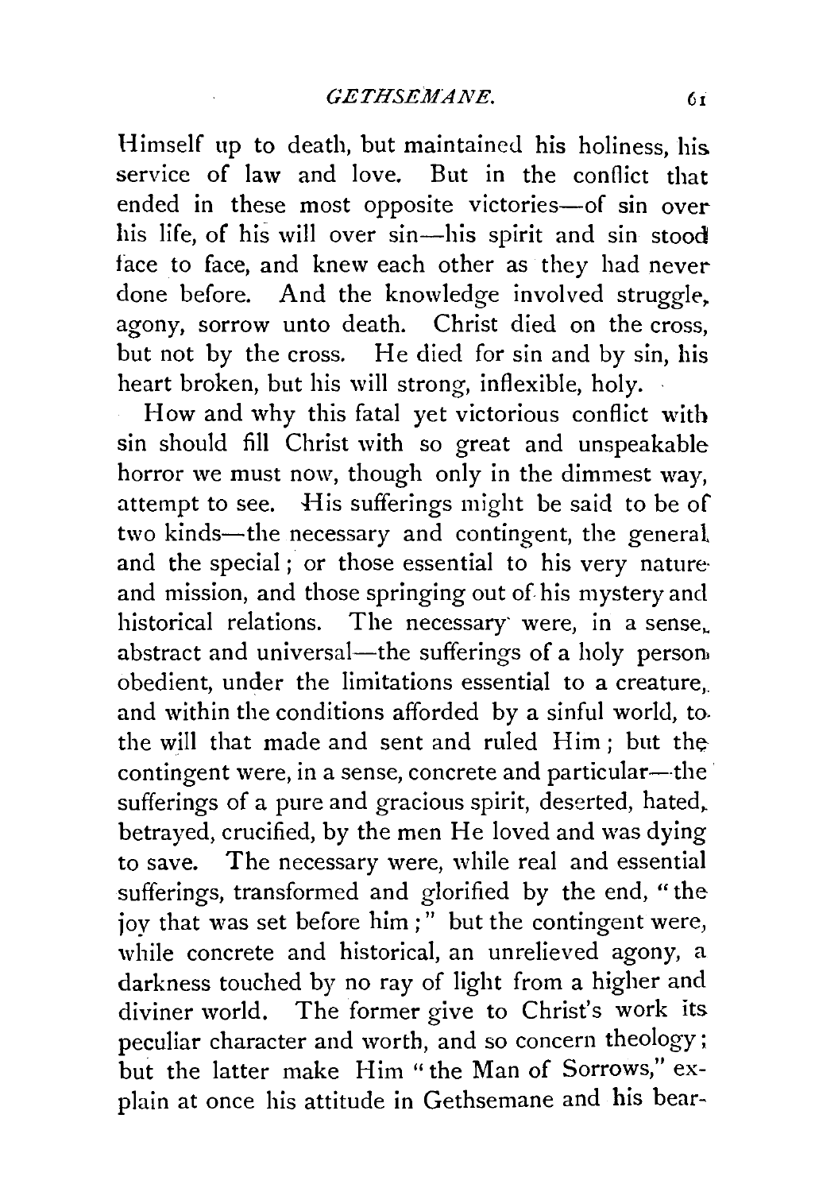Himself up to death, but maintained his holiness, his service of law and love. But in the conflict that ended in these most opposite victories—of sin over his life, of his will over sin—his spirit and sin stood face to face, and knew each other as they had never done before. And the knowledge involved struggle, agony, sorrow unto death. Christ died on the cross, but not by the cross. He died for sin and by sin, his heart broken, but his will strong, inflexible, holy.

How and why this fatal yet victorious conflict with sin should fill Christ with so great and unspeakable horror we must now, though only in the dimmest way, attempt to see. His sufferings might be said to be of two kinds—the necessary and contingent, the general and the special; or those essential to his very nature and mission, and those springing out of his mystery and historical relations. The necessary were, in a sense, abstract and universal—the sufferings of a holy person obedient, under the limitations essential to a creature, and within the conditions afforded by a sinful world, to the will that made and sent and ruled Him; but the contingent were, in a sense, concrete and particular—the sufferings of a pure and gracious spirit, deserted, hated, betrayed, crucified, by the men He loved and was dying to save. The necessary were, while real and essential sufferings, transformed and glorified by the end, "the joy that was set before him;" but the contingent were, while concrete and historical, an unrelieved agony, a darkness touched by no ray of light from a higher and diviner world. The former give to Christ's work its peculiar character and worth, and so concern theology; but the latter make Him "the Man of Sorrows," explain at once his attitude in Gethsemane and his bear-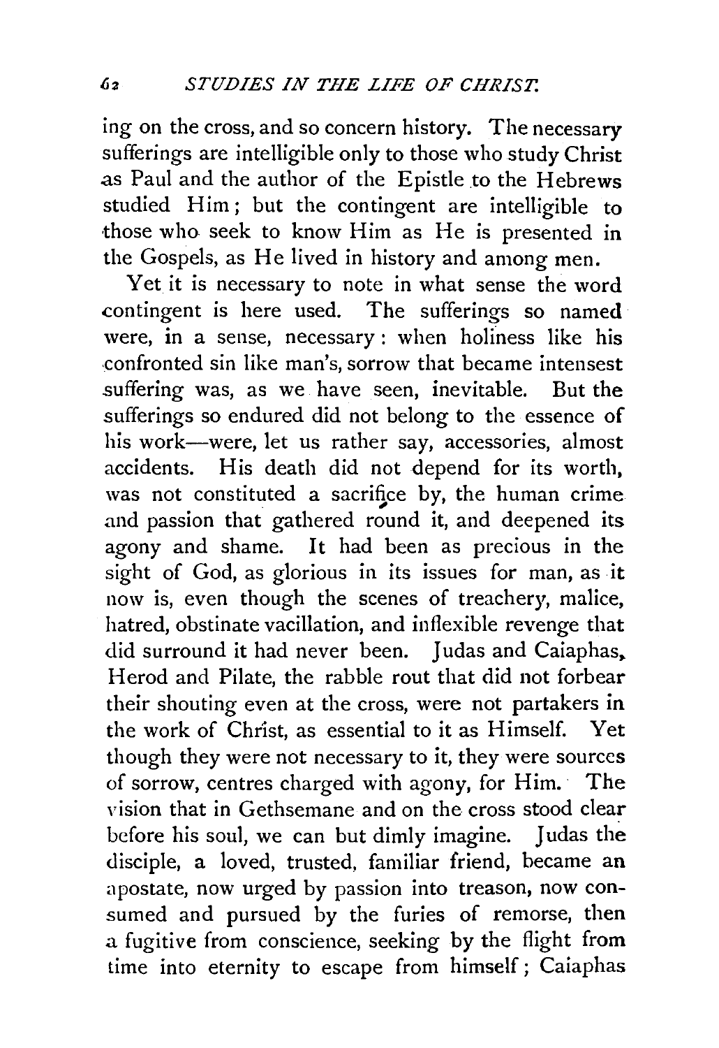ing on the cross, and so concern history. The necessary sufferings are intelligible only to those who study Christ as Paul and the author of the Epistle to the Hebrews studied Him; but the contingent are intelligible to those who seek to know Him as He is presented in the Gospels, as He lived in history and among men.

Yet it is necessary to note in what sense the word contingent is here used. The sufferings so named were, in a sense, necessary: when holiness like his confronted sin like man's, sorrow that became intensest suffering was, as we have seen, inevitable. But the sufferings so endured did not belong to the essence of his work—were, let us rather say, accessories, almost accidents. His death did not depend for its worth, was not constituted a sacrifice by, the human crime and passion that gathered round it, and deepened its agony and shame. It had been as precious in the sight of God, as glorious in its issues for man, as it now is, even though the scenes of treachery, malice, hatred, obstinate vacillation, and inflexible revenge that did surround it had never been. Judas and Caiaphas, Herod and Pilate, the rabble rout that did not forbear their shouting even at the cross, were not partakers in the work of Christ, as essential to it as Himself. Yet though they were not necessary to it, they were sources of sorrow, centres charged with agony, for Him. The vision that in Gethsemane and on the cross stood clear before his soul, we can but dimly imagine. Judas the disciple, a loved, trusted, familiar friend, became an apostate, now urged by passion into treason, now consumed and pursued by the furies of remorse, then a fugitive from conscience, seeking by the flight from time into eternity to escape from himself; Caiaphas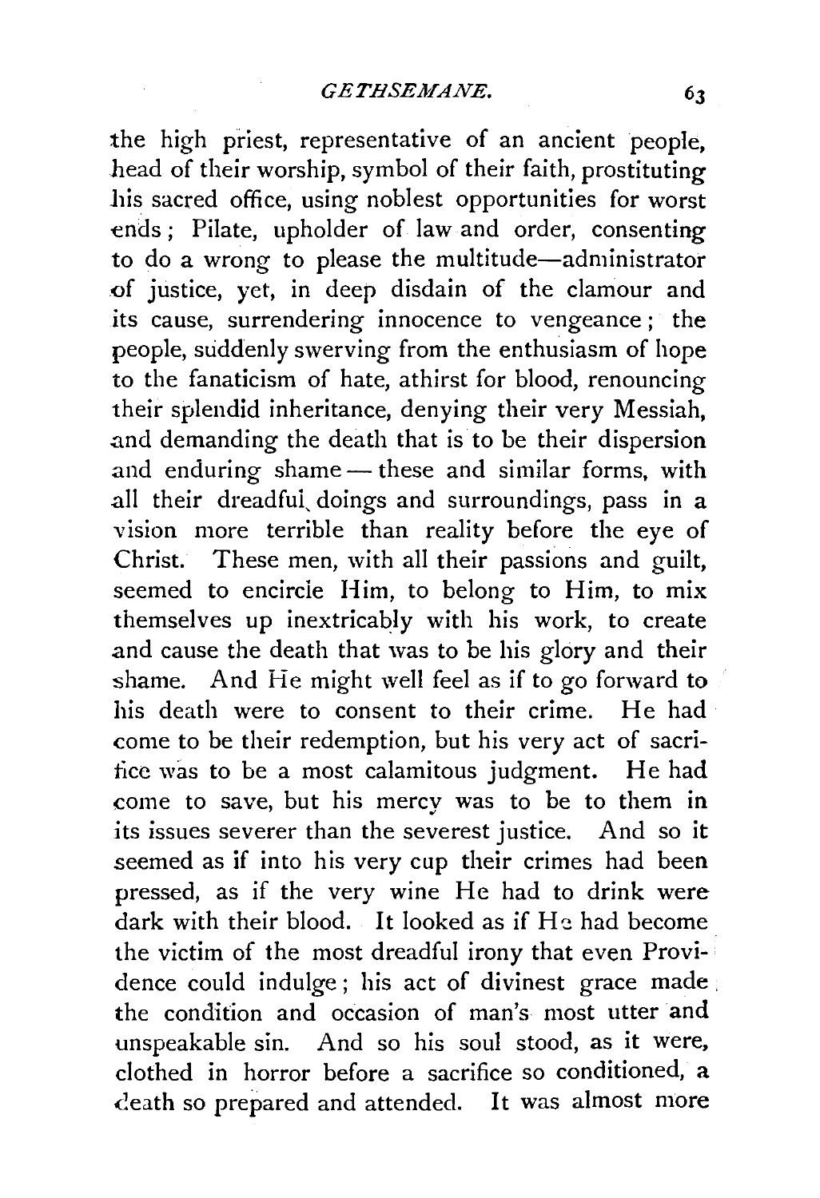the high priest, representative of an ancient people, head of their worship, symbol of their faith, prostituting his sacred office, using noblest opportunities for worst ends; Pilate, upholder of law and order, consenting to do a wrong to please the multitude—administrator of justice, yet, in deep disdain of the clamour and its cause, surrendering innocence to vengeance; the people, suddenly swerving from the enthusiasm of hope to the fanaticism of hate, athirst for blood, renouncing their splendid inheritance, denying their very Messiah, and demanding the death that is to be their dispersion and enduring shame — these and similar forms, with all their dreadful doings and surroundings, pass in a vision more terrible than reality before the eye of Christ. These men, with all their passions and guilt, seemed to encircle Him, to belong to Him, to mix themselves up inextricably with his work, to create and cause the death that was to be his glory and their shame. And He might well feel as if to go forward to his death were to consent to their crime. He had come to be their redemption, but his very act of sacrifice was to be a most calamitous judgment. He had come to save, but his mercy was to be to them in its issues severer than the severest justice. And so it seemed as if into his very cup their crimes had been pressed, as if the very wine He had to drink were dark with their blood. It looked as if He had become the victim of the most dreadful irony that even Providence could indulge; his act of divinest grace made the condition and occasion of man's most utter and unspeakable sin. And so his soul stood, as it were, clothed in horror before a sacrifice so conditioned, a death so prepared and attended. It was almost more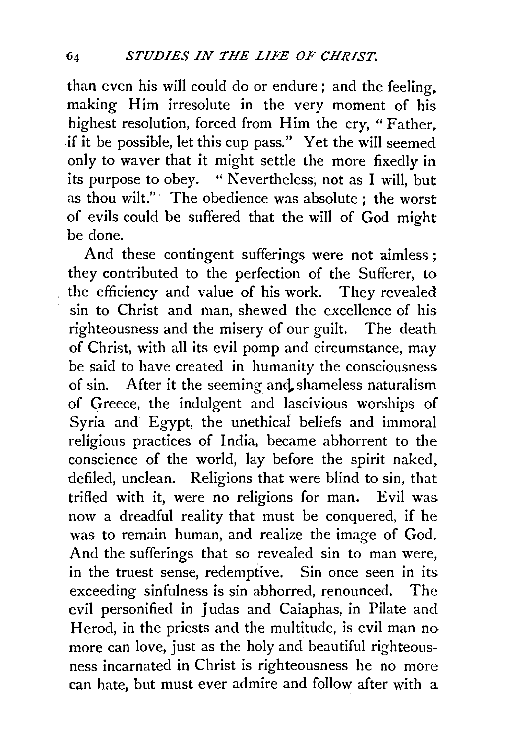than even his will could do or endure; and the feeling, making Him irresolute in the very moment of his highest resolution, forced from Him the cry, "Father, if it be possible, let this cup pass." Yet the will seemed only to waver that it might settle the more fixedly in its purpose to obey. "Nevertheless, not as I will, but as thou wilt." The obedience was absolute; the worst of evils could be suffered that the will of God might be done.

And these contingent sufferings were not aimless; they contributed to the perfection of the Sufferer, to the efficiency and value of his work. They revealed sin to Christ and man, shewed the excellence of his righteousness and the misery of our guilt. The death of Christ, with all its evil pomp and circumstance, may be said to have created in humanity the consciousness of sin. After it the seeming and shameless naturalism of Greece, the indulgent and lascivious worships of Syria and Egypt, the unethical beliefs and immoral religious practices of India, became abhorrent to the conscience of the world, lay before the spirit naked, defiled, unclean. Religions that were blind to sin, that trifled with it, were no religions for man. Evil was now a dreadful reality that must be conquered, if he was to remain human, and realize the image of God. And the sufferings that so revealed sin to man were, in the truest sense, redemptive. Sin once seen in its exceeding sinfulness is sin abhorred, renounced. The evil personified in Judas and Caiaphas, in Pilate and Herod, in the priests and the multitude, is evil man no more can love, just as the holy and beautiful righteousness incarnated in Christ is righteousness he no more can hate, but must ever admire and follow after with a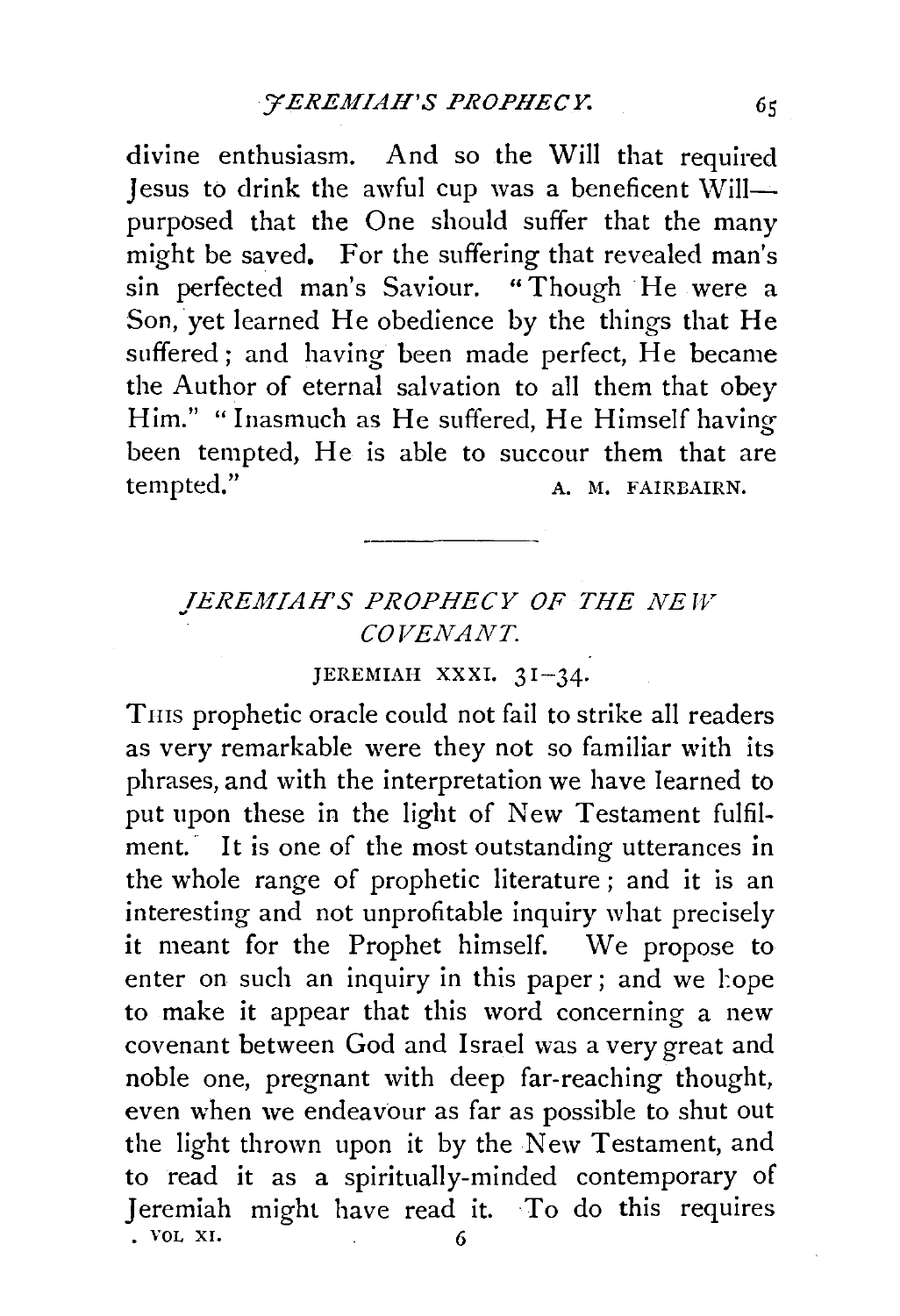divine enthusiasm. And so the Will that required Jesus to drink the awful cup was a beneficent Will—purposed that the One should suffer that the many might be saved. For the suffering that revealed man's sin perfected man's Saviour. "Though He were a Son, yet learned He obedience by the things that He suffered; and having been made perfect, He became the Author of eternal salvation to all them that obey Him." "Inasmuch as He suffered, He Himself having been tempted, He is able to succour them that are tempted."

A. M. FAIRBAIRN.

---

## *JEREMIAH'S PROPHECY OF THE NEW COVENANT.*

JEREMIAH XXXI. 31–34.

THIS prophetic oracle could not fail to strike all readers as very remarkable were they not so familiar with its phrases, and with the interpretation we have learned to put upon these in the light of New Testament fulfilment. It is one of the most outstanding utterances in the whole range of prophetic literature; and it is an interesting and not unprofitable inquiry what precisely it meant for the Prophet himself. We propose to enter on such an inquiry in this paper; and we hope to make it appear that this word concerning a new covenant between God and Israel was a very great and noble one, pregnant with deep far-reaching thought, even when we endeavour as far as possible to shut out the light thrown upon it by the New Testament, and to read it as a spiritually-minded contemporary of Jeremiah might have read it. To do this requires